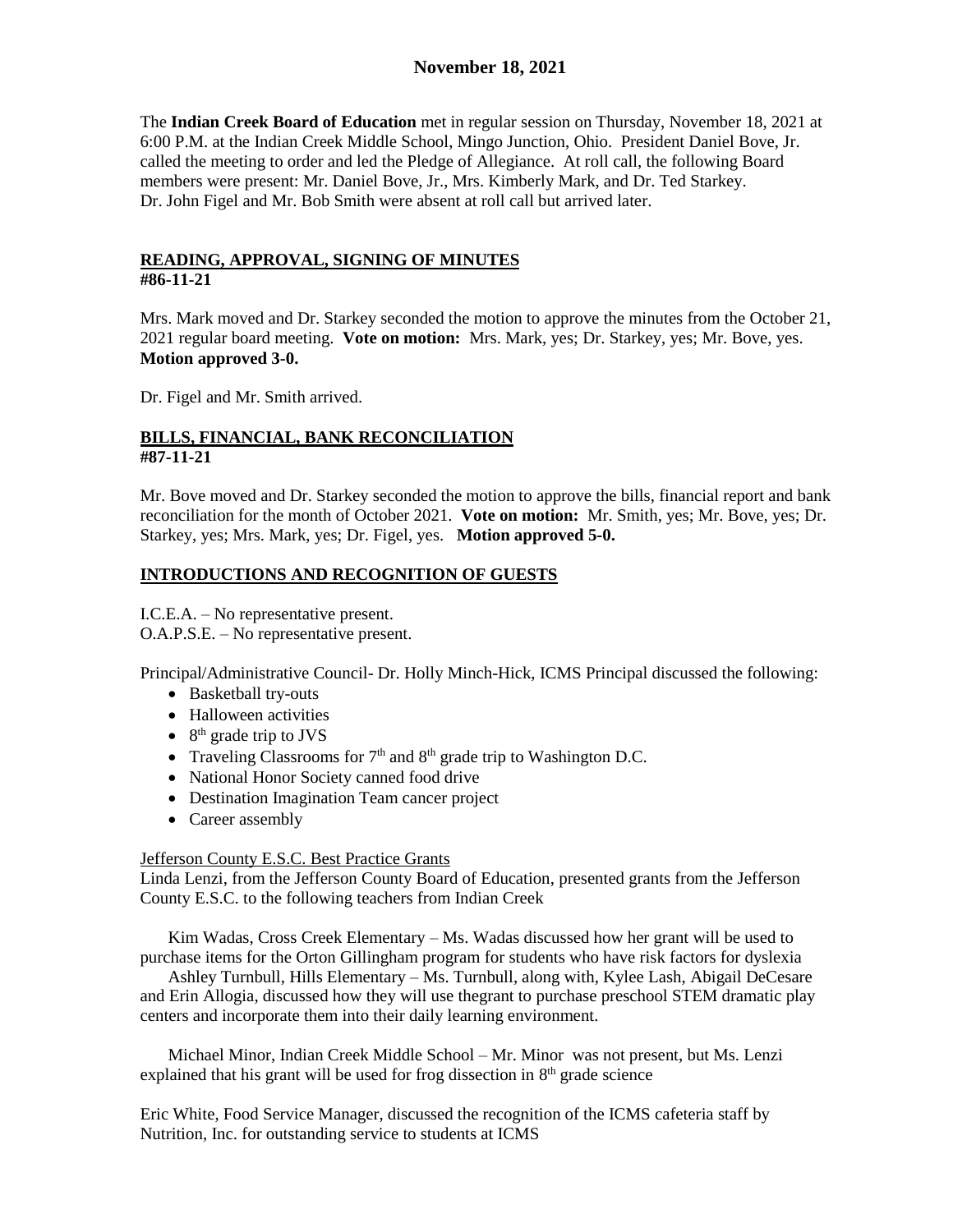# November 18, 2021

The **Indian Creek Board of Education** met in regular session on Thursday, November 18, 2021 at 6:00 P.M. at the Indian Creek Middle School, Mingo Junction, Ohio. President Daniel Bove, Jr. called the meeting to order and led the Pledge of Allegiance. At roll call, the following Board members were present: Mr. Daniel Bove, Jr., Mrs. Kimberly Mark, and Dr. Ted Starkey. Dr. John Figel and Mr. Bob Smith were absent at roll call but arrived later.

## READING, APPROVAL, SIGNING OF MINUTES
**#86-11-21**

Mrs. Mark moved and Dr. Starkey seconded the motion to approve the minutes from the October 21, 2021 regular board meeting. **Vote on motion:** Mrs. Mark, yes; Dr. Starkey, yes; Mr. Bove, yes. **Motion approved 3-0.**

Dr. Figel and Mr. Smith arrived.

## BILLS, FINANCIAL, BANK RECONCILIATION
**#87-11-21**

Mr. Bove moved and Dr. Starkey seconded the motion to approve the bills, financial report and bank reconciliation for the month of October 2021. **Vote on motion:** Mr. Smith, yes; Mr. Bove, yes; Dr. Starkey, yes; Mrs. Mark, yes; Dr. Figel, yes. **Motion approved 5-0.**

## INTRODUCTIONS AND RECOGNITION OF GUESTS

I.C.E.A. – No representative present.
O.A.P.S.E. – No representative present.

Principal/Administrative Council- Dr. Holly Minch-Hick, ICMS Principal discussed the following:

- Basketball try-outs
- Halloween activities
- 8th grade trip to JVS
- Traveling Classrooms for 7th and 8th grade trip to Washington D.C.
- National Honor Society canned food drive
- Destination Imagination Team cancer project
- Career assembly

Jefferson County E.S.C. Best Practice Grants
Linda Lenzi, from the Jefferson County Board of Education, presented grants from the Jefferson County E.S.C. to the following teachers from Indian Creek

Kim Wadas, Cross Creek Elementary – Ms. Wadas discussed how her grant will be used to purchase items for the Orton Gillingham program for students who have risk factors for dyslexia

Ashley Turnbull, Hills Elementary – Ms. Turnbull, along with, Kylee Lash, Abigail DeCesare and Erin Allogia, discussed how they will use thegrant to purchase preschool STEM dramatic play centers and incorporate them into their daily learning environment.

Michael Minor, Indian Creek Middle School – Mr. Minor was not present, but Ms. Lenzi explained that his grant will be used for frog dissection in 8th grade science

Eric White, Food Service Manager, discussed the recognition of the ICMS cafeteria staff by Nutrition, Inc. for outstanding service to students at ICMS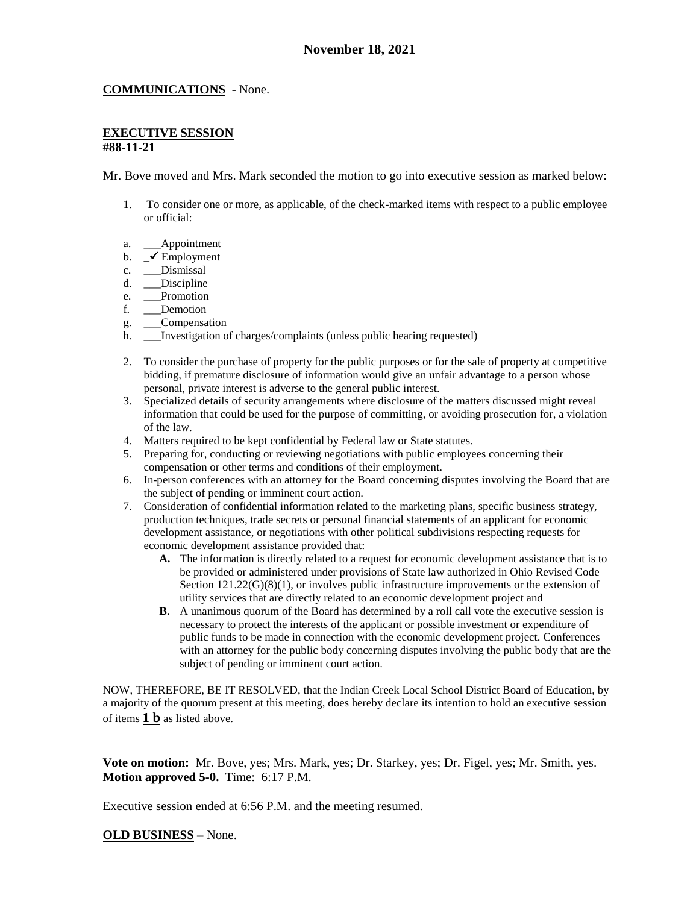**November 18, 2021**

**COMMUNICATIONS** - None.

**EXECUTIVE SESSION**
**#88-11-21**

Mr. Bove moved and Mrs. Mark seconded the motion to go into executive session as marked below:

1. To consider one or more, as applicable, of the check-marked items with respect to a public employee or official:

   a. ___Appointment
   b. _✓ Employment
   c. ___Dismissal
   d. ___Discipline
   e. ___Promotion
   f. ___Demotion
   g. ___Compensation
   h. ___Investigation of charges/complaints (unless public hearing requested)

2. To consider the purchase of property for the public purposes or for the sale of property at competitive bidding, if premature disclosure of information would give an unfair advantage to a person whose personal, private interest is adverse to the general public interest.
3. Specialized details of security arrangements where disclosure of the matters discussed might reveal information that could be used for the purpose of committing, or avoiding prosecution for, a violation of the law.
4. Matters required to be kept confidential by Federal law or State statutes.
5. Preparing for, conducting or reviewing negotiations with public employees concerning their compensation or other terms and conditions of their employment.
6. In-person conferences with an attorney for the Board concerning disputes involving the Board that are the subject of pending or imminent court action.
7. Consideration of confidential information related to the marketing plans, specific business strategy, production techniques, trade secrets or personal financial statements of an applicant for economic development assistance, or negotiations with other political subdivisions respecting requests for economic development assistance provided that:
   **A.** The information is directly related to a request for economic development assistance that is to be provided or administered under provisions of State law authorized in Ohio Revised Code Section 121.22(G)(8)(1), or involves public infrastructure improvements or the extension of utility services that are directly related to an economic development project and
   **B.** A unanimous quorum of the Board has determined by a roll call vote the executive session is necessary to protect the interests of the applicant or possible investment or expenditure of public funds to be made in connection with the economic development project. Conferences with an attorney for the public body concerning disputes involving the public body that are the subject of pending or imminent court action.

NOW, THEREFORE, BE IT RESOLVED, that the Indian Creek Local School District Board of Education, by a majority of the quorum present at this meeting, does hereby declare its intention to hold an executive session of items **1 b** as listed above.

**Vote on motion:** Mr. Bove, yes; Mrs. Mark, yes; Dr. Starkey, yes; Dr. Figel, yes; Mr. Smith, yes. **Motion approved 5-0.** Time: 6:17 P.M.

Executive session ended at 6:56 P.M. and the meeting resumed.

**OLD BUSINESS** – None.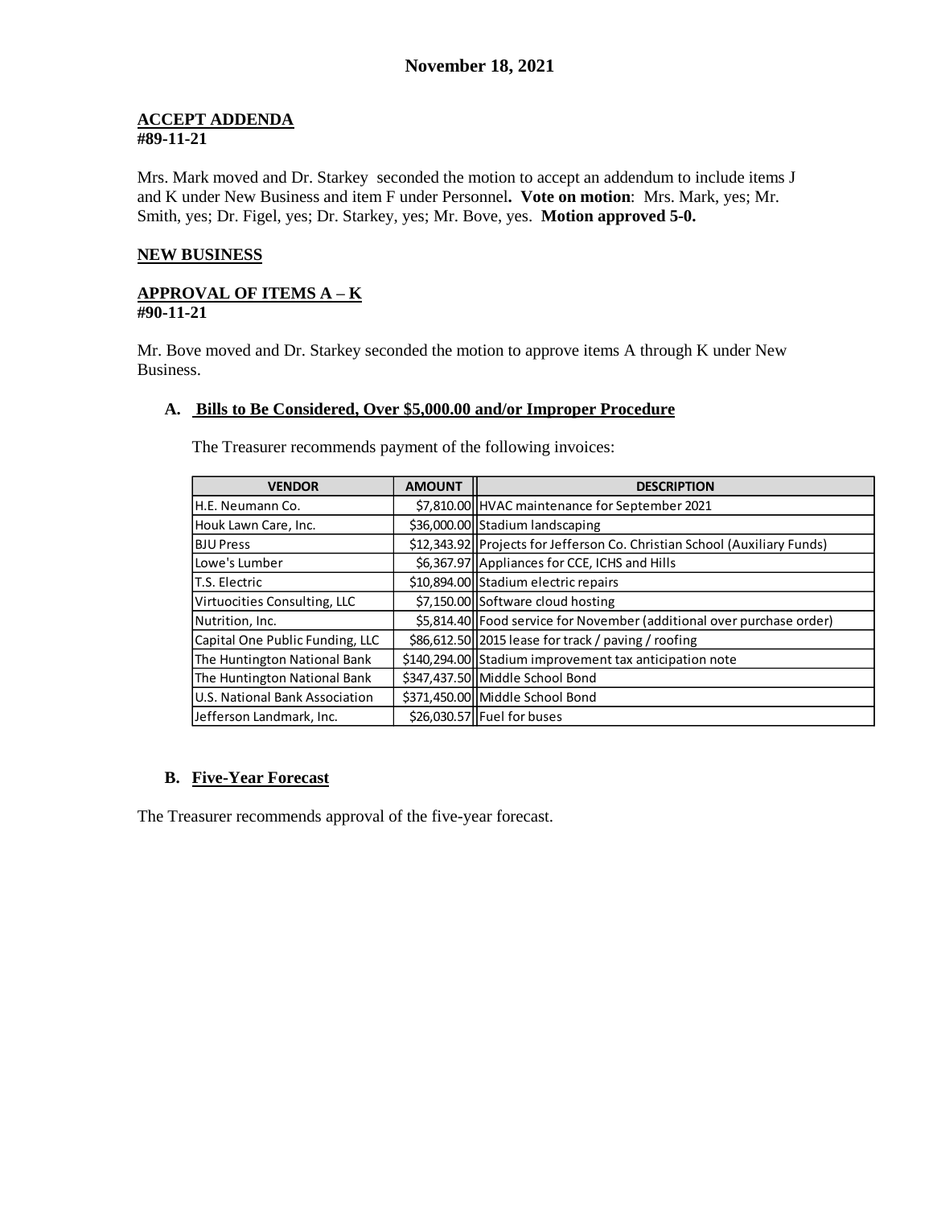# November 18, 2021

**ACCEPT ADDENDA**
**#89-11-21**

Mrs. Mark moved and Dr. Starkey seconded the motion to accept an addendum to include items J and K under New Business and item F under Personnel**. Vote on motion**: Mrs. Mark, yes; Mr. Smith, yes; Dr. Figel, yes; Dr. Starkey, yes; Mr. Bove, yes. **Motion approved 5-0.**

**NEW BUSINESS**

**APPROVAL OF ITEMS A – K**
**#90-11-21**

Mr. Bove moved and Dr. Starkey seconded the motion to approve items A through K under New Business.

**A. Bills to Be Considered, Over $5,000.00 and/or Improper Procedure**

The Treasurer recommends payment of the following invoices:

| VENDOR | AMOUNT | DESCRIPTION |
|---|---|---|
| H.E. Neumann Co. | $7,810.00 | HVAC maintenance for September 2021 |
| Houk Lawn Care, Inc. | $36,000.00 | Stadium landscaping |
| BJU Press | $12,343.92 | Projects for Jefferson Co. Christian School (Auxiliary Funds) |
| Lowe's Lumber | $6,367.97 | Appliances for CCE, ICHS and Hills |
| T.S. Electric | $10,894.00 | Stadium electric repairs |
| Virtuocities Consulting, LLC | $7,150.00 | Software cloud hosting |
| Nutrition, Inc. | $5,814.40 | Food service for November (additional over purchase order) |
| Capital One Public Funding, LLC | $86,612.50 | 2015 lease for track / paving / roofing |
| The Huntington National Bank | $140,294.00 | Stadium improvement tax anticipation note |
| The Huntington National Bank | $347,437.50 | Middle School Bond |
| U.S. National Bank Association | $371,450.00 | Middle School Bond |
| Jefferson Landmark, Inc. | $26,030.57 | Fuel for buses |

**B. Five-Year Forecast**

The Treasurer recommends approval of the five-year forecast.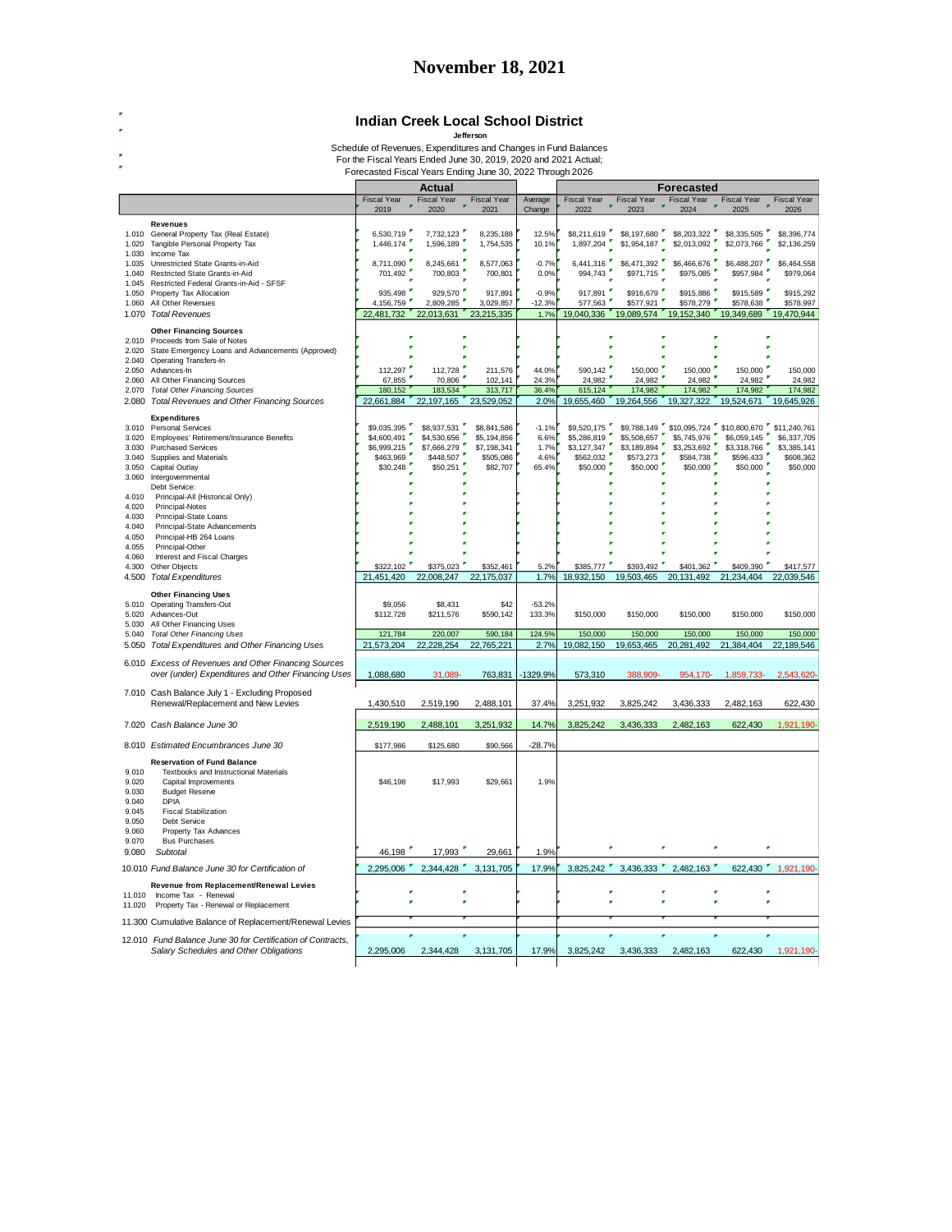# November 18, 2021

## Indian Creek Local School District

**Jefferson**

Schedule of Revenues, Expenditures and Changes in Fund Balances
For the Fiscal Years Ended June 30, 2019, 2020 and 2021 Actual;
Forecasted Fiscal Years Ending June 30, 2022 Through 2026

| | | Actual | | | | Forecasted | | | | |
|---|---|---|---|---|---|---|---|---|---|---|
| | | Fiscal Year 2019 | Fiscal Year 2020 | Fiscal Year 2021 | Average Change | Fiscal Year 2022 | Fiscal Year 2023 | Fiscal Year 2024 | Fiscal Year 2025 | Fiscal Year 2026 |
| | **Revenues** | | | | | | | | | |
| 1.010 | General Property Tax (Real Estate) | 6,530,719 | 7,732,123 | 8,235,188 | 12.5% | $8,211,619 | $8,197,680 | $8,203,322 | $8,335,505 | $8,396,774 |
| 1.020 | Tangible Personal Property Tax | 1,446,174 | 1,596,189 | 1,754,535 | 10.1% | 1,897,204 | $1,954,187 | $2,013,092 | $2,073,766 | $2,136,259 |
| 1.030 | Income Tax | | | | | | | | | |
| 1.035 | Unrestricted State Grants-in-Aid | 8,711,090 | 8,245,661 | 8,577,063 | -0.7% | 6,441,316 | $6,471,392 | $6,466,676 | $6,488,207 | $6,464,558 |
| 1.040 | Restricted State Grants-in-Aid | 701,492 | 700,803 | 700,801 | 0.0% | 994,743 | $971,715 | $975,085 | $957,984 | $979,064 |
| 1.045 | Restricted Federal Grants-in-Aid - SFSF | | | | | | | | | |
| 1.050 | Property Tax Allocation | 935,498 | 929,570 | 917,891 | -0.9% | 917,891 | $916,679 | $915,886 | $915,589 | $915,292 |
| 1.060 | All Other Revenues | 4,156,759 | 2,809,285 | 3,029,857 | -12.3% | 577,563 | $577,921 | $578,279 | $578,638 | $578,997 |
| 1.070 | *Total Revenues* | 22,481,732 | 22,013,631 | 23,215,335 | 1.7% | 19,040,336 | 19,089,574 | 19,152,340 | 19,349,689 | 19,470,944 |
| | **Other Financing Sources** | | | | | | | | | |
| 2.010 | Proceeds from Sale of Notes | | | | | | | | | |
| 2.020 | State Emergency Loans and Advancements (Approved) | | | | | | | | | |
| 2.040 | Operating Transfers-In | | | | | | | | | |
| 2.050 | Advances-In | 112,297 | 112,728 | 211,576 | 44.0% | 590,142 | 150,000 | 150,000 | 150,000 | 150,000 |
| 2.060 | All Other Financing Sources | 67,855 | 70,806 | 102,141 | 24.3% | 24,982 | 24,982 | 24,982 | 24,982 | 24,982 |
| 2.070 | *Total Other Financing Sources* | 180,152 | 183,534 | 313,717 | 36.4% | 615,124 | 174,982 | 174,982 | 174,982 | 174,982 |
| 2.080 | *Total Revenues and Other Financing Sources* | 22,661,884 | 22,197,165 | 23,529,052 | 2.0% | 19,655,460 | 19,264,556 | 19,327,322 | 19,524,671 | 19,645,926 |
| | **Expenditures** | | | | | | | | | |
| 3.010 | Personal Services | $9,035,395 | $8,937,531 | $8,841,586 | -1.1% | $9,520,175 | $9,788,149 | $10,095,724 | $10,800,670 | $11,240,761 |
| 3.020 | Employees' Retirement/Insurance Benefits | $4,600,491 | $4,530,656 | $5,194,856 | 6.6% | $5,286,819 | $5,508,657 | $5,745,976 | $6,059,145 | $6,337,705 |
| 3.030 | Purchased Services | $6,999,215 | $7,666,279 | $7,198,341 | 1.7% | $3,127,347 | $3,189,894 | $3,253,692 | $3,318,766 | $3,385,141 |
| 3.040 | Supplies and Materials | $463,969 | $448,507 | $505,086 | 4.6% | $562,032 | $573,273 | $584,738 | $596,433 | $608,362 |
| 3.050 | Capital Outlay | $30,248 | $50,251 | $82,707 | 65.4% | $50,000 | $50,000 | $50,000 | $50,000 | $50,000 |
| 3.060 | Intergovernmental | | | | | | | | | |
| | Debt Service: | | | | | | | | | |
| 4.010 | Principal-All (Historical Only) | | | | | | | | | |
| 4.020 | Principal-Notes | | | | | | | | | |
| 4.030 | Principal-State Loans | | | | | | | | | |
| 4.040 | Principal-State Advancements | | | | | | | | | |
| 4.050 | Principal-HB 264 Loans | | | | | | | | | |
| 4.055 | Principal-Other | | | | | | | | | |
| 4.060 | Interest and Fiscal Charges | | | | | | | | | |
| 4.300 | Other Objects | $322,102 | $375,023 | $352,461 | 5.2% | $385,777 | $393,492 | $401,362 | $409,390 | $417,577 |
| 4.500 | *Total Expenditures* | 21,451,420 | 22,008,247 | 22,175,037 | 1.7% | 18,932,150 | 19,503,465 | 20,131,492 | 21,234,404 | 22,039,546 |
| | **Other Financing Uses** | | | | | | | | | |
| 5.010 | Operating Transfers-Out | $9,056 | $8,431 | $42 | -53.2% | | | | | |
| 5.020 | Advances-Out | $112,728 | $211,576 | $590,142 | 133.3% | $150,000 | $150,000 | $150,000 | $150,000 | $150,000 |
| 5.030 | All Other Financing Uses | | | | | | | | | |
| 5.040 | *Total Other Financing Uses* | 121,784 | 220,007 | 590,184 | 124.5% | 150,000 | 150,000 | 150,000 | 150,000 | 150,000 |
| 5.050 | *Total Expenditures and Other Financing Uses* | 21,573,204 | 22,228,254 | 22,765,221 | 2.7% | 19,082,150 | 19,653,465 | 20,281,492 | 21,384,404 | 22,189,546 |
| 6.010 | *Excess of Revenues and Other Financing Sources over (under) Expenditures and Other Financing Uses* | 1,088,680 | 31,089- | 763,831 | -1329.9% | 573,310 | 388,909- | 954,170- | 1,859,733- | 2,543,620- |
| 7.010 | Cash Balance July 1 - Excluding Proposed Renewal/Replacement and New Levies | 1,430,510 | 2,519,190 | 2,488,101 | 37.4% | 3,251,932 | 3,825,242 | 3,436,333 | 2,482,163 | 622,430 |
| 7.020 | *Cash Balance June 30* | 2,519,190 | 2,488,101 | 3,251,932 | 14.7% | 3,825,242 | 3,436,333 | 2,482,163 | 622,430 | 1,921,190- |
| 8.010 | *Estimated Encumbrances June 30* | $177,986 | $125,680 | $90,566 | -28.7% | | | | | |
| | **Reservation of Fund Balance** | | | | | | | | | |
| 9.010 | Textbooks and Instructional Materials | | | | | | | | | |
| 9.020 | Capital Improvements | $46,198 | $17,993 | $29,661 | 1.9% | | | | | |
| 9.030 | Budget Reserve | | | | | | | | | |
| 9.040 | DPIA | | | | | | | | | |
| 9.045 | Fiscal Stabilization | | | | | | | | | |
| 9.050 | Debt Service | | | | | | | | | |
| 9.060 | Property Tax Advances | | | | | | | | | |
| 9.070 | Bus Purchases | | | | | | | | | |
| 9.080 | *Subtotal* | 46,198 | 17,993 | 29,661 | 1.9% | | | | | |
| 10.010 | *Fund Balance June 30 for Certification of* | 2,295,006 | 2,344,428 | 3,131,705 | 17.9% | 3,825,242 | 3,436,333 | 2,482,163 | 622,430 | 1,921,190- |
| | **Revenue from Replacement/Renewal Levies** | | | | | | | | | |
| 11.010 | Income Tax - Renewal | | | | | | | | | |
| 11.020 | Property Tax - Renewal or Replacement | | | | | | | | | |
| 11.300 | Cumulative Balance of Replacement/Renewal Levies | | | | | | | | | |
| 12.010 | *Fund Balance June 30 for Certification of Contracts, Salary Schedules and Other Obligations* | 2,295,006 | 2,344,428 | 3,131,705 | 17.9% | 3,825,242 | 3,436,333 | 2,482,163 | 622,430 | 1,921,190- |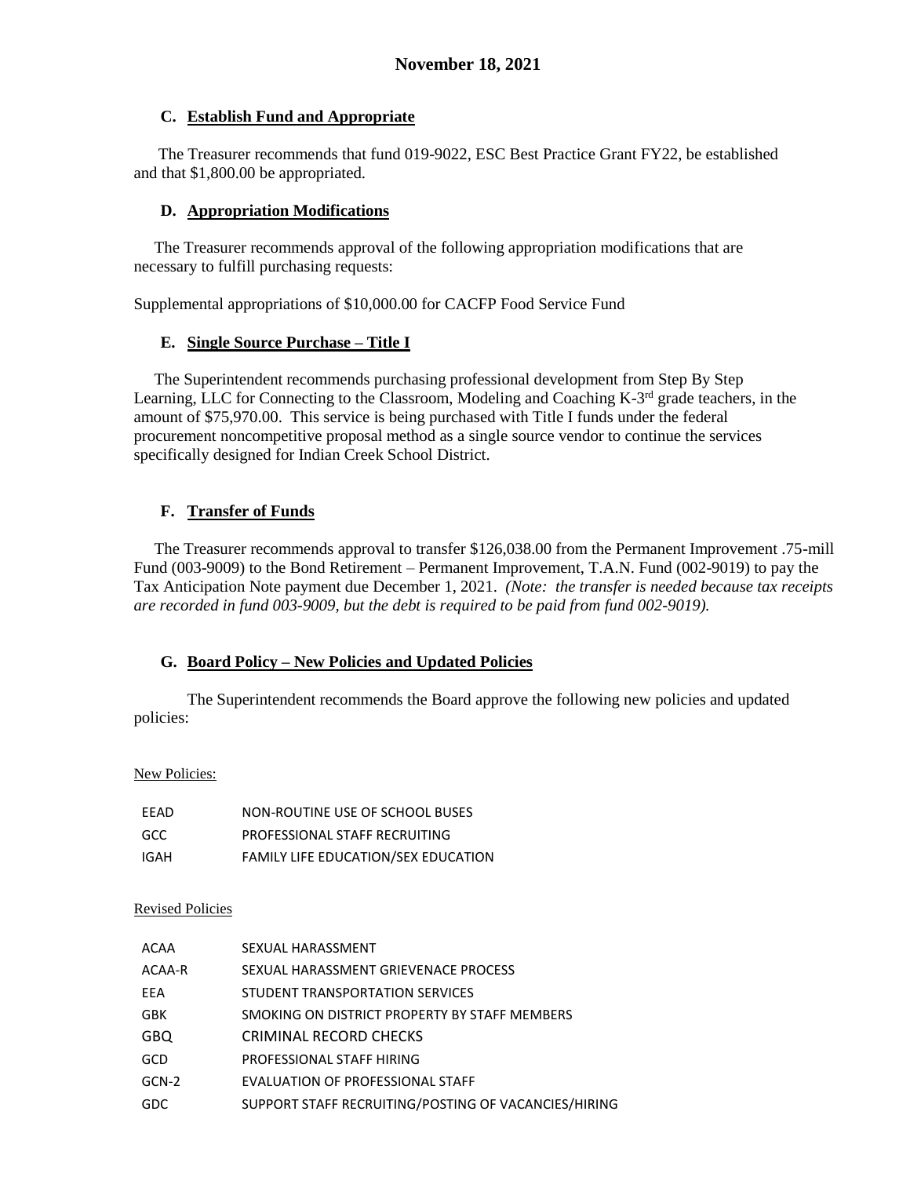**November 18, 2021**

### C. Establish Fund and Appropriate

The Treasurer recommends that fund 019-9022, ESC Best Practice Grant FY22, be established and that $1,800.00 be appropriated.

### D. Appropriation Modifications

The Treasurer recommends approval of the following appropriation modifications that are necessary to fulfill purchasing requests:

Supplemental appropriations of $10,000.00 for CACFP Food Service Fund

### E. Single Source Purchase – Title I

The Superintendent recommends purchasing professional development from Step By Step Learning, LLC for Connecting to the Classroom, Modeling and Coaching K-3rd grade teachers, in the amount of $75,970.00. This service is being purchased with Title I funds under the federal procurement noncompetitive proposal method as a single source vendor to continue the services specifically designed for Indian Creek School District.

### F. Transfer of Funds

The Treasurer recommends approval to transfer $126,038.00 from the Permanent Improvement .75-mill Fund (003-9009) to the Bond Retirement – Permanent Improvement, T.A.N. Fund (002-9019) to pay the Tax Anticipation Note payment due December 1, 2021. *(Note: the transfer is needed because tax receipts are recorded in fund 003-9009, but the debt is required to be paid from fund 002-9019).*

### G. Board Policy – New Policies and Updated Policies

The Superintendent recommends the Board approve the following new policies and updated policies:

New Policies:

| | |
|---|---|
| EEAD | NON-ROUTINE USE OF SCHOOL BUSES |
| GCC | PROFESSIONAL STAFF RECRUITING |
| IGAH | FAMILY LIFE EDUCATION/SEX EDUCATION |

Revised Policies

| | |
|---|---|
| ACAA | SEXUAL HARASSMENT |
| ACAA-R | SEXUAL HARASSMENT GRIEVENACE PROCESS |
| EEA | STUDENT TRANSPORTATION SERVICES |
| GBK | SMOKING ON DISTRICT PROPERTY BY STAFF MEMBERS |
| GBQ | CRIMINAL RECORD CHECKS |
| GCD | PROFESSIONAL STAFF HIRING |
| GCN-2 | EVALUATION OF PROFESSIONAL STAFF |
| GDC | SUPPORT STAFF RECRUITING/POSTING OF VACANCIES/HIRING |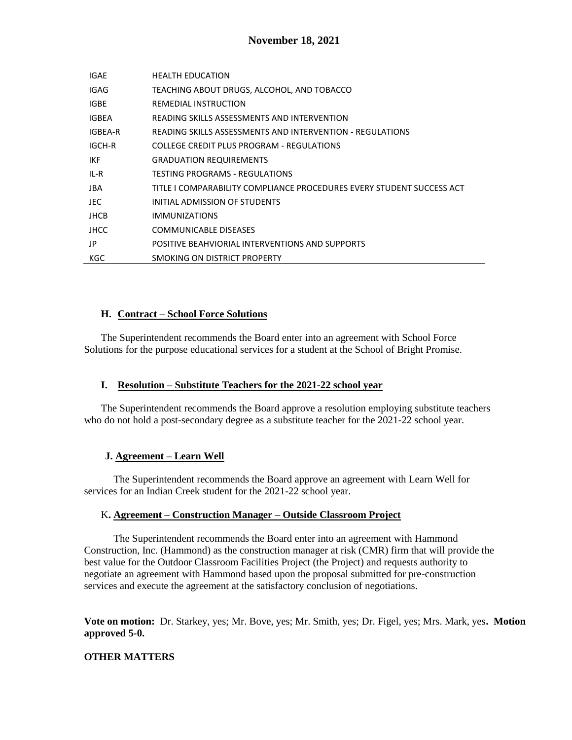| | |
|---|---|
| IGAE | HEALTH EDUCATION |
| IGAG | TEACHING ABOUT DRUGS, ALCOHOL, AND TOBACCO |
| IGBE | REMEDIAL INSTRUCTION |
| IGBEA | READING SKILLS ASSESSMENTS AND INTERVENTION |
| IGBEA-R | READING SKILLS ASSESSMENTS AND INTERVENTION - REGULATIONS |
| IGCH-R | COLLEGE CREDIT PLUS PROGRAM - REGULATIONS |
| IKF | GRADUATION REQUIREMENTS |
| IL-R | TESTING PROGRAMS - REGULATIONS |
| JBA | TITLE I COMPARABILITY COMPLIANCE PROCEDURES EVERY STUDENT SUCCESS ACT |
| JEC | INITIAL ADMISSION OF STUDENTS |
| JHCB | IMMUNIZATIONS |
| JHCC | COMMUNICABLE DISEASES |
| JP | POSITIVE BEAHVIORIAL INTERVENTIONS AND SUPPORTS |
| KGC | SMOKING ON DISTRICT PROPERTY |

**H. Contract – School Force Solutions**

The Superintendent recommends the Board enter into an agreement with School Force Solutions for the purpose educational services for a student at the School of Bright Promise.

**I. Resolution – Substitute Teachers for the 2021-22 school year**

The Superintendent recommends the Board approve a resolution employing substitute teachers who do not hold a post-secondary degree as a substitute teacher for the 2021-22 school year.

**J. Agreement – Learn Well**

The Superintendent recommends the Board approve an agreement with Learn Well for services for an Indian Creek student for the 2021-22 school year.

**K. Agreement – Construction Manager – Outside Classroom Project**

The Superintendent recommends the Board enter into an agreement with Hammond Construction, Inc. (Hammond) as the construction manager at risk (CMR) firm that will provide the best value for the Outdoor Classroom Facilities Project (the Project) and requests authority to negotiate an agreement with Hammond based upon the proposal submitted for pre-construction services and execute the agreement at the satisfactory conclusion of negotiations.

**Vote on motion:** Dr. Starkey, yes; Mr. Bove, yes; Mr. Smith, yes; Dr. Figel, yes; Mrs. Mark, yes**. Motion approved 5-0.**

**OTHER MATTERS**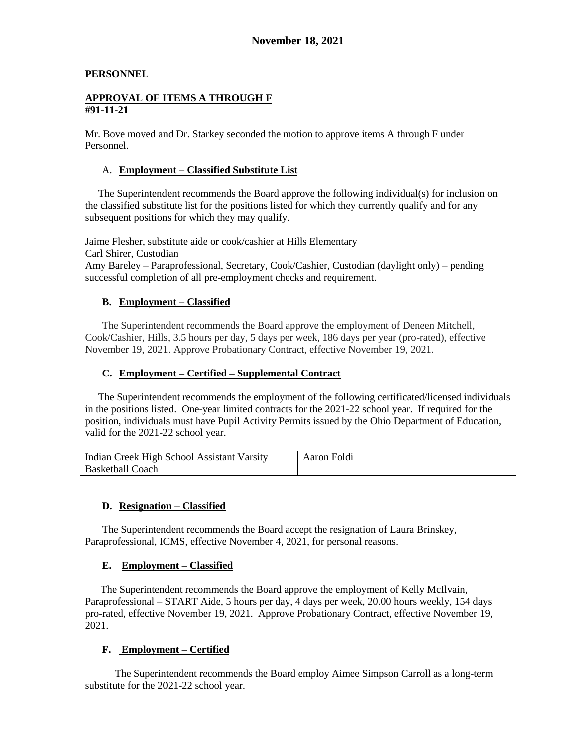# November 18, 2021

## PERSONNEL

### APPROVAL OF ITEMS A THROUGH F
**#91-11-21**

Mr. Bove moved and Dr. Starkey seconded the motion to approve items A through F under Personnel.

A. **Employment – Classified Substitute List**

The Superintendent recommends the Board approve the following individual(s) for inclusion on the classified substitute list for the positions listed for which they currently qualify and for any subsequent positions for which they may qualify.

Jaime Flesher, substitute aide or cook/cashier at Hills Elementary
Carl Shirer, Custodian
Amy Bareley – Paraprofessional, Secretary, Cook/Cashier, Custodian (daylight only) – pending successful completion of all pre-employment checks and requirement.

B. **Employment – Classified**

The Superintendent recommends the Board approve the employment of Deneen Mitchell, Cook/Cashier, Hills, 3.5 hours per day, 5 days per week, 186 days per year (pro-rated), effective November 19, 2021. Approve Probationary Contract, effective November 19, 2021.

C. **Employment – Certified – Supplemental Contract**

The Superintendent recommends the employment of the following certificated/licensed individuals in the positions listed. One-year limited contracts for the 2021-22 school year. If required for the position, individuals must have Pupil Activity Permits issued by the Ohio Department of Education, valid for the 2021-22 school year.

| Indian Creek High School Assistant Varsity Basketball Coach | Aaron Foldi |
|---|---|

D. **Resignation – Classified**

The Superintendent recommends the Board accept the resignation of Laura Brinskey, Paraprofessional, ICMS, effective November 4, 2021, for personal reasons.

E. **Employment – Classified**

The Superintendent recommends the Board approve the employment of Kelly McIlvain, Paraprofessional – START Aide, 5 hours per day, 4 days per week, 20.00 hours weekly, 154 days pro-rated, effective November 19, 2021. Approve Probationary Contract, effective November 19, 2021.

F. **Employment – Certified**

The Superintendent recommends the Board employ Aimee Simpson Carroll as a long-term substitute for the 2021-22 school year.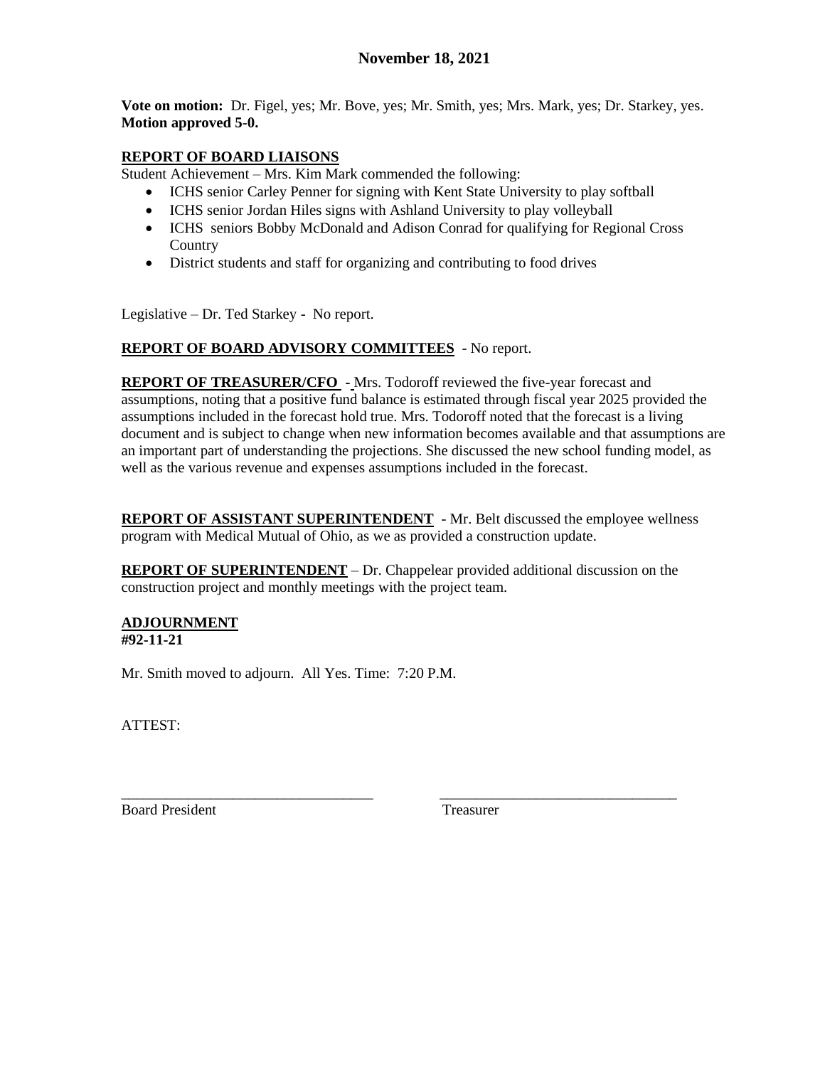**Vote on motion:** Dr. Figel, yes; Mr. Bove, yes; Mr. Smith, yes; Mrs. Mark, yes; Dr. Starkey, yes. **Motion approved 5-0.**

**REPORT OF BOARD LIAISONS**

Student Achievement – Mrs. Kim Mark commended the following:

- ICHS senior Carley Penner for signing with Kent State University to play softball
- ICHS senior Jordan Hiles signs with Ashland University to play volleyball
- ICHS seniors Bobby McDonald and Adison Conrad for qualifying for Regional Cross Country
- District students and staff for organizing and contributing to food drives

Legislative – Dr. Ted Starkey - No report.

**REPORT OF BOARD ADVISORY COMMITTEES** - No report.

**REPORT OF TREASURER/CFO** - Mrs. Todoroff reviewed the five-year forecast and assumptions, noting that a positive fund balance is estimated through fiscal year 2025 provided the assumptions included in the forecast hold true. Mrs. Todoroff noted that the forecast is a living document and is subject to change when new information becomes available and that assumptions are an important part of understanding the projections. She discussed the new school funding model, as well as the various revenue and expenses assumptions included in the forecast.

**REPORT OF ASSISTANT SUPERINTENDENT** - Mr. Belt discussed the employee wellness program with Medical Mutual of Ohio, as we as provided a construction update.

**REPORT OF SUPERINTENDENT** – Dr. Chappelear provided additional discussion on the construction project and monthly meetings with the project team.

**ADJOURNMENT**
**#92-11-21**

Mr. Smith moved to adjourn. All Yes. Time: 7:20 P.M.

ATTEST:

\_\_\_\_\_\_\_\_\_\_\_\_\_\_\_\_\_\_\_\_\_\_\_\_\_\_\_\_\_\_\_\_\_\_ \_\_\_\_\_\_\_\_\_\_\_\_\_\_\_\_\_\_\_\_\_\_\_\_\_\_\_\_\_\_\_\_\_\_

Board President Treasurer